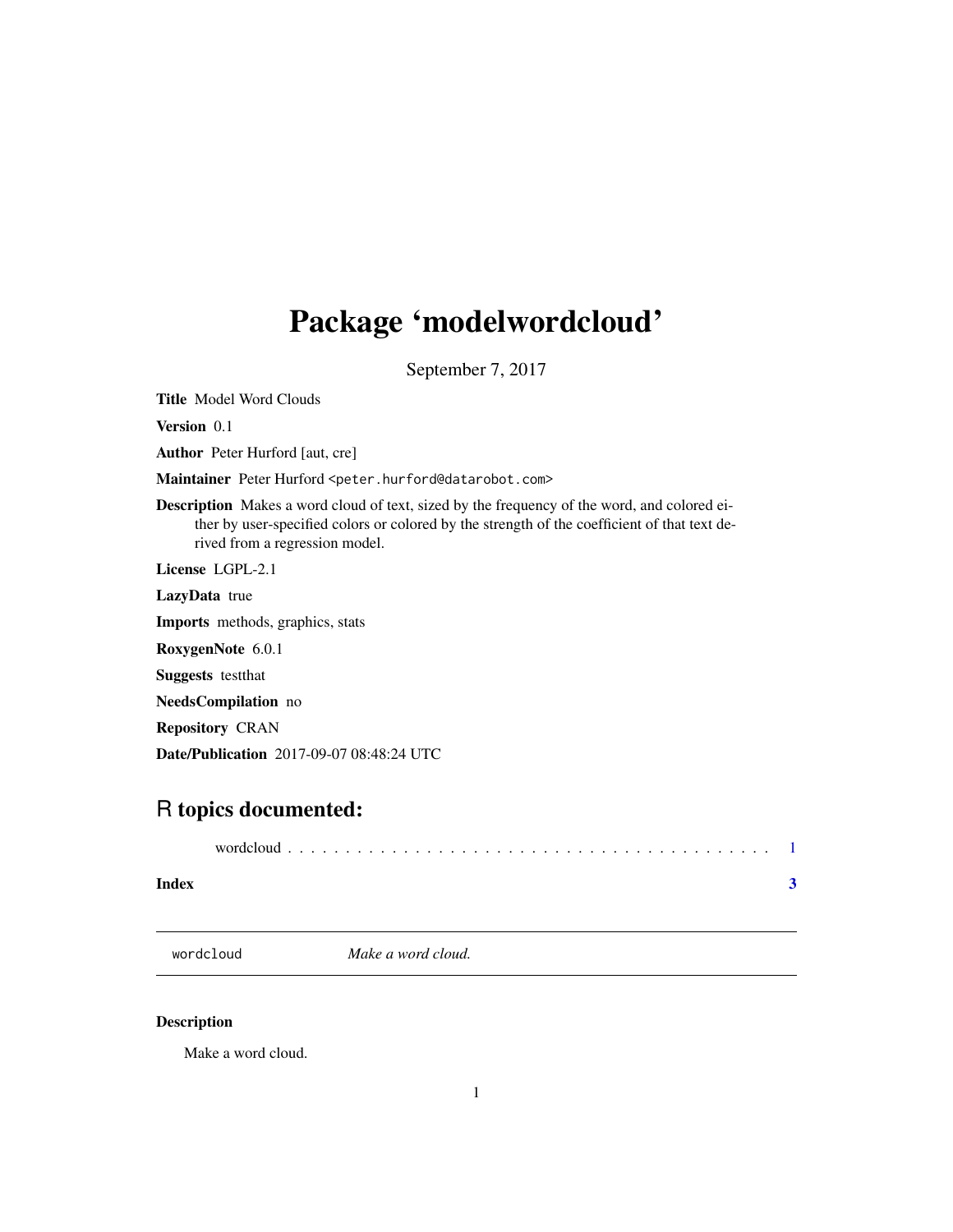# Package 'modelwordcloud'

September 7, 2017

**Title** Model Word Clouds

**Version** 0.1

**Author** Peter Hurford [aut, cre]

**Maintainer** Peter Hurford <peter.hurford@datarobot.com>

**Description** Makes a word cloud of text, sized by the frequency of the word, and colored either by user-specified colors or colored by the strength of the coefficient of that text derived from a regression model.

**License** LGPL-2.1

**LazyData** true

**Imports** methods, graphics, stats

**RoxygenNote** 6.0.1

**Suggests** testthat

**NeedsCompilation** no

**Repository** CRAN

**Date/Publication** 2017-09-07 08:48:24 UTC

## R topics documented:

wordcloud . . . . . . . . . . . . . . . . . . . . . . . . . . . . . . . . . . . . . . . . . . 1

**Index** **3**

---

`wordcloud` *Make a word cloud.*

---

### Description

Make a word cloud.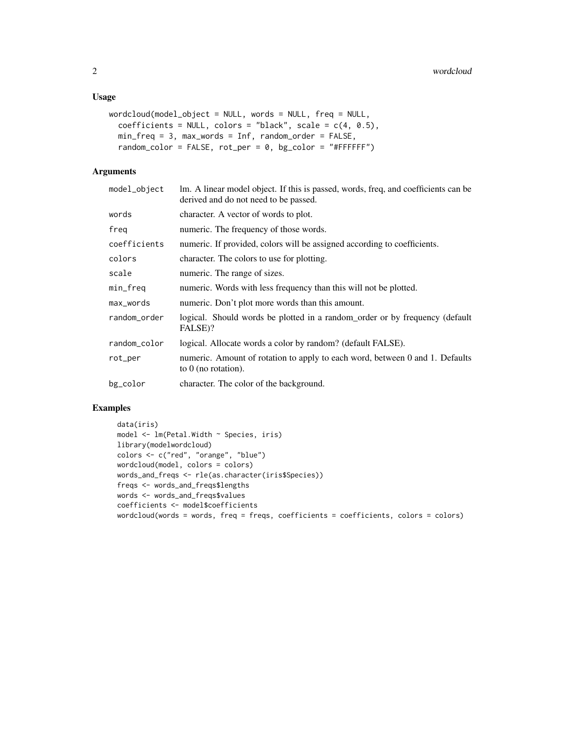## Usage

```
wordcloud(model_object = NULL, words = NULL, freq = NULL,
  coefficients = NULL, colors = "black", scale = c(4, 0.5),
  min_freq = 3, max_words = Inf, random_order = FALSE,
  random_color = FALSE, rot_per = 0, bg_color = "#FFFFFF")
```

## Arguments

| | |
|---|---|
| `model_object` | lm. A linear model object. If this is passed, words, freq, and coefficients can be derived and do not need to be passed. |
| `words` | character. A vector of words to plot. |
| `freq` | numeric. The frequency of those words. |
| `coefficients` | numeric. If provided, colors will be assigned according to coefficients. |
| `colors` | character. The colors to use for plotting. |
| `scale` | numeric. The range of sizes. |
| `min_freq` | numeric. Words with less frequency than this will not be plotted. |
| `max_words` | numeric. Don't plot more words than this amount. |
| `random_order` | logical. Should words be plotted in a random_order or by frequency (default FALSE)? |
| `random_color` | logical. Allocate words a color by random? (default FALSE). |
| `rot_per` | numeric. Amount of rotation to apply to each word, between 0 and 1. Defaults to 0 (no rotation). |
| `bg_color` | character. The color of the background. |

## Examples

```
data(iris)
model <- lm(Petal.Width ~ Species, iris)
library(modelwordcloud)
colors <- c("red", "orange", "blue")
wordcloud(model, colors = colors)
words_and_freqs <- rle(as.character(iris$Species))
freqs <- words_and_freqs$lengths
words <- words_and_freqs$values
coefficients <- model$coefficients
wordcloud(words = words, freq = freqs, coefficients = coefficients, colors = colors)
```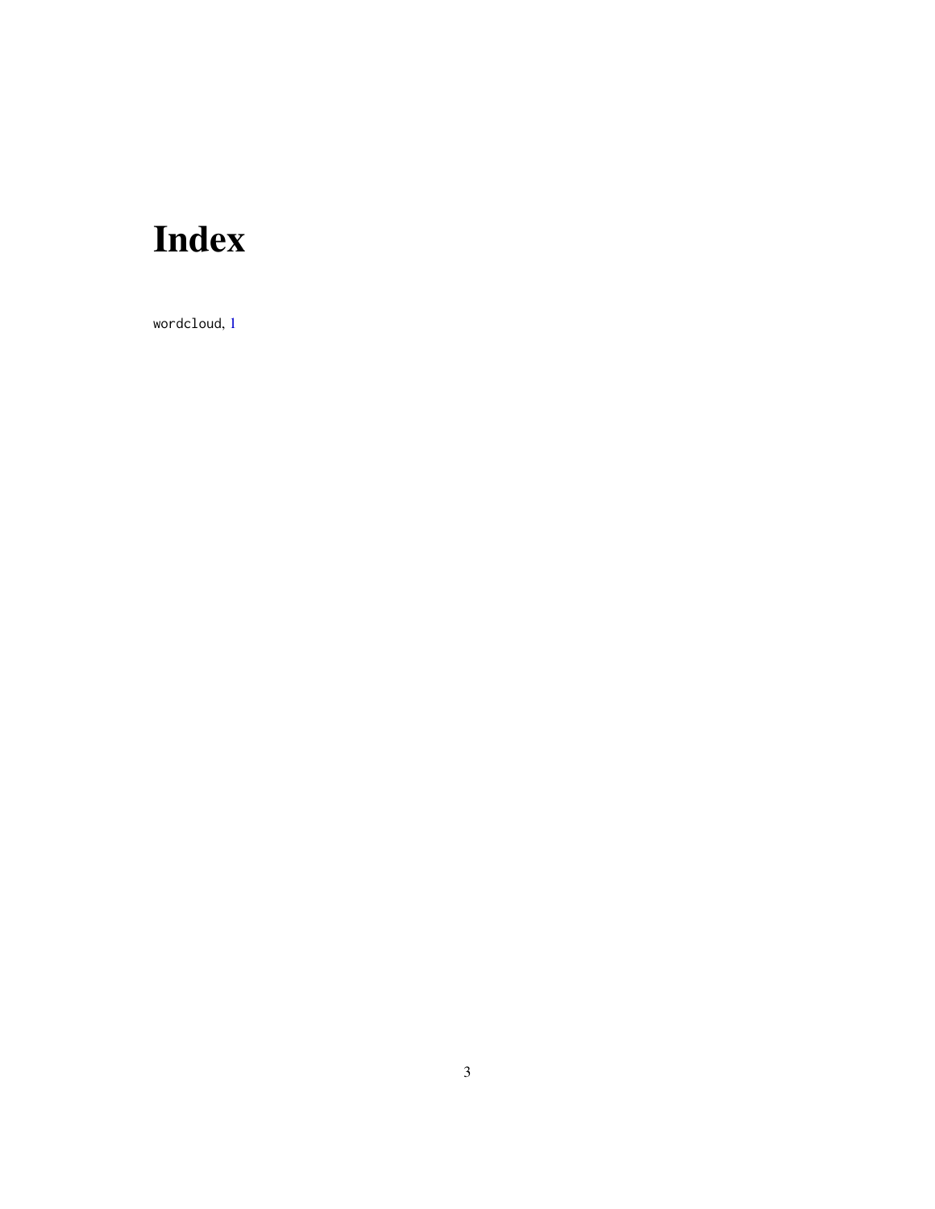# Index

wordcloud, 1